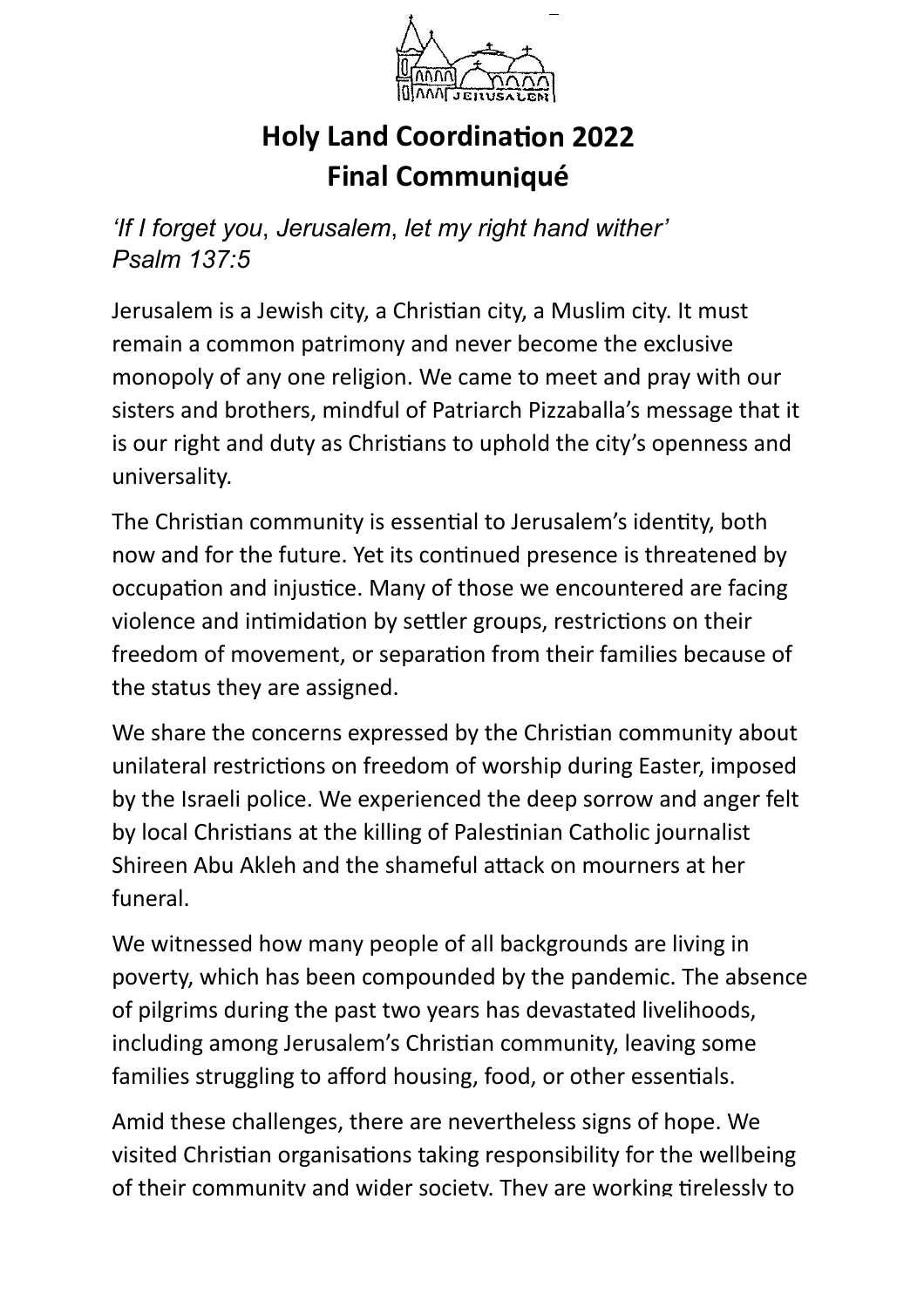# Holy Land Coordination 2022
# Final Communiqué

*'If I forget you, Jerusalem, let my right hand wither'*
*Psalm 137:5*

Jerusalem is a Jewish city, a Christian city, a Muslim city. It must remain a common patrimony and never become the exclusive monopoly of any one religion. We came to meet and pray with our sisters and brothers, mindful of Patriarch Pizzaballa's message that it is our right and duty as Christians to uphold the city's openness and universality.

The Christian community is essential to Jerusalem's identity, both now and for the future. Yet its continued presence is threatened by occupation and injustice. Many of those we encountered are facing violence and intimidation by settler groups, restrictions on their freedom of movement, or separation from their families because of the status they are assigned.

We share the concerns expressed by the Christian community about unilateral restrictions on freedom of worship during Easter, imposed by the Israeli police. We experienced the deep sorrow and anger felt by local Christians at the killing of Palestinian Catholic journalist Shireen Abu Akleh and the shameful attack on mourners at her funeral.

We witnessed how many people of all backgrounds are living in poverty, which has been compounded by the pandemic. The absence of pilgrims during the past two years has devastated livelihoods, including among Jerusalem's Christian community, leaving some families struggling to afford housing, food, or other essentials.

Amid these challenges, there are nevertheless signs of hope. We visited Christian organisations taking responsibility for the wellbeing of their community and wider society. They are working tirelessly to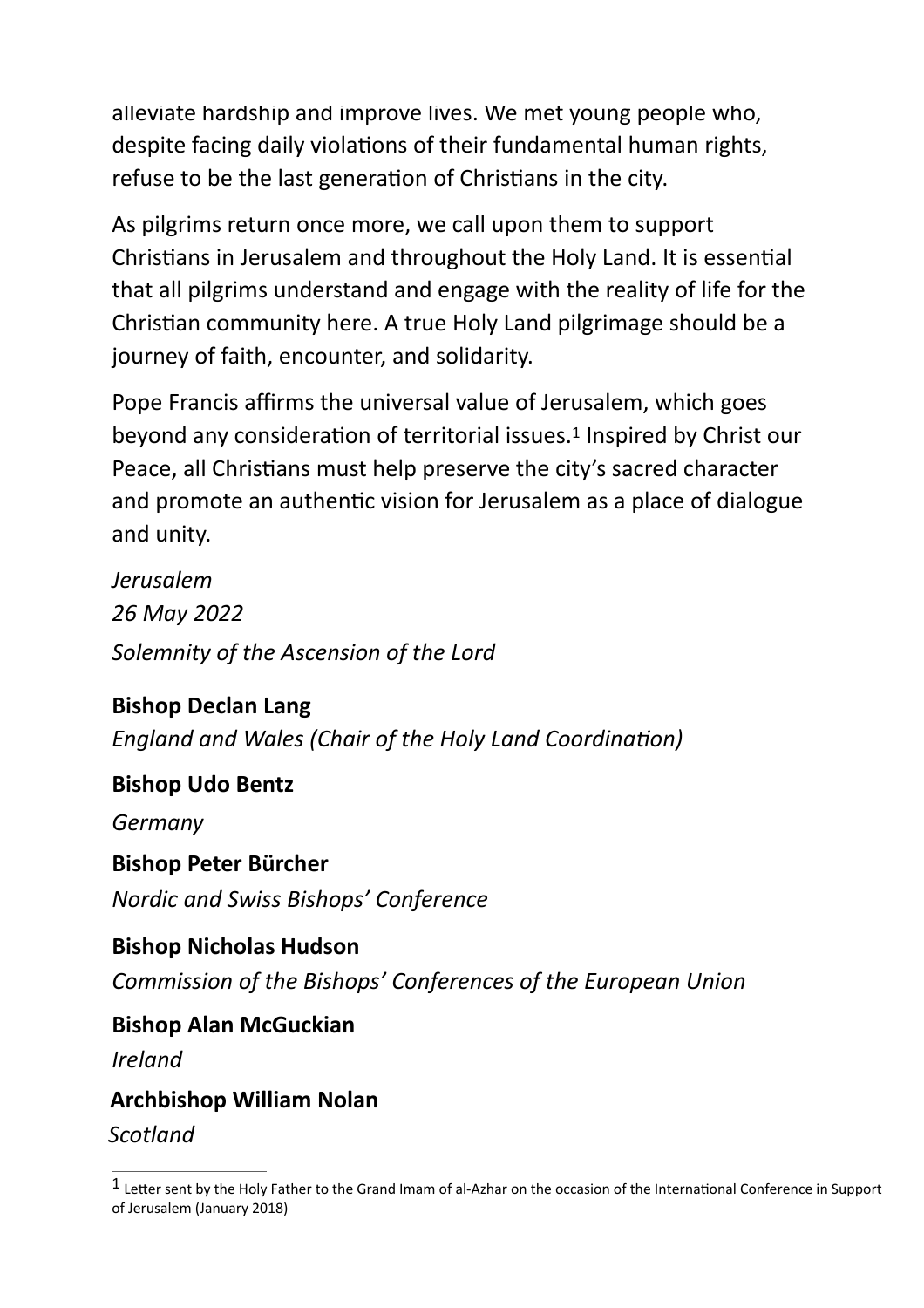alleviate hardship and improve lives. We met young people who, despite facing daily violations of their fundamental human rights, refuse to be the last generation of Christians in the city.

As pilgrims return once more, we call upon them to support Christians in Jerusalem and throughout the Holy Land. It is essential that all pilgrims understand and engage with the reality of life for the Christian community here. A true Holy Land pilgrimage should be a journey of faith, encounter, and solidarity.

Pope Francis affirms the universal value of Jerusalem, which goes beyond any consideration of territorial issues.[1] Inspired by Christ our Peace, all Christians must help preserve the city's sacred character and promote an authentic vision for Jerusalem as a place of dialogue and unity.

*Jerusalem*
*26 May 2022*
*Solemnity of the Ascension of the Lord*

**Bishop Declan Lang**
*England and Wales (Chair of the Holy Land Coordination)*

**Bishop Udo Bentz**
*Germany*

**Bishop Peter Bürcher**
*Nordic and Swiss Bishops' Conference*

**Bishop Nicholas Hudson**
*Commission of the Bishops' Conferences of the European Union*

**Bishop Alan McGuckian**
*Ireland*

**Archbishop William Nolan**
*Scotland*

---

[1] Letter sent by the Holy Father to the Grand Imam of al-Azhar on the occasion of the International Conference in Support of Jerusalem (January 2018)